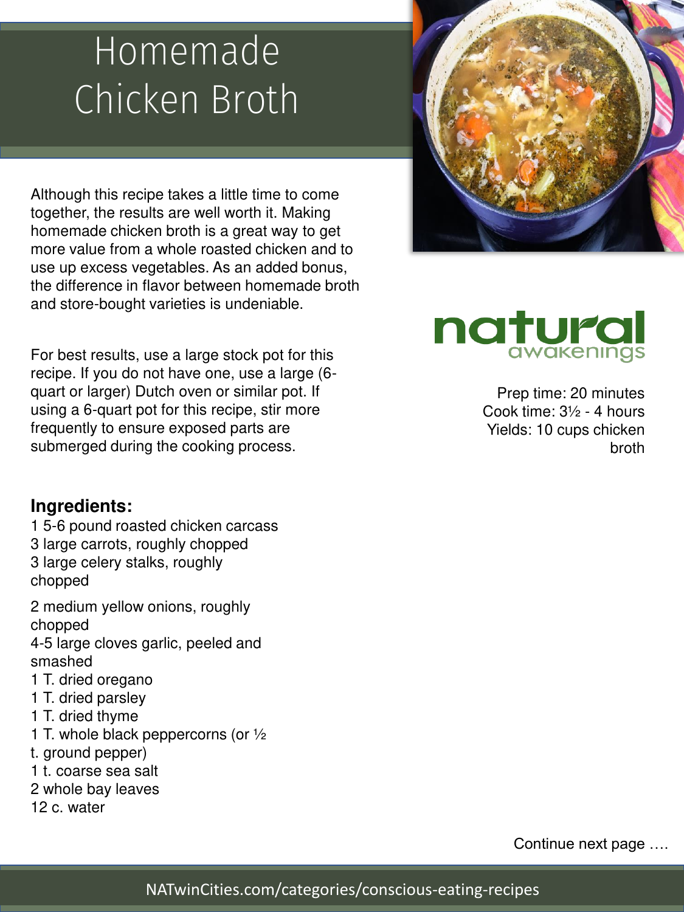# Homemade Chicken Broth

Although this recipe takes a little time to come together, the results are well worth it. Making homemade chicken broth is a great way to get more value from a whole roasted chicken and to use up excess vegetables. As an added bonus, the difference in flavor between homemade broth and store-bought varieties is undeniable.

For best results, use a large stock pot for this recipe. If you do not have one, use a large (6-quart or larger) Dutch oven or similar pot. If using a 6-quart pot for this recipe, stir more frequently to ensure exposed parts are submerged during the cooking process.

natural awakenings

Prep time: 20 minutes
Cook time: 3½ - 4 hours
Yields: 10 cups chicken broth

**Ingredients:**

1 5-6 pound roasted chicken carcass
3 large carrots, roughly chopped
3 large celery stalks, roughly chopped
2 medium yellow onions, roughly chopped
4-5 large cloves garlic, peeled and smashed
1 T. dried oregano
1 T. dried parsley
1 T. dried thyme
1 T. whole black peppercorns (or ½ t. ground pepper)
1 t. coarse sea salt
2 whole bay leaves
12 c. water

Continue next page ….

NATwinCities.com/categories/conscious-eating-recipes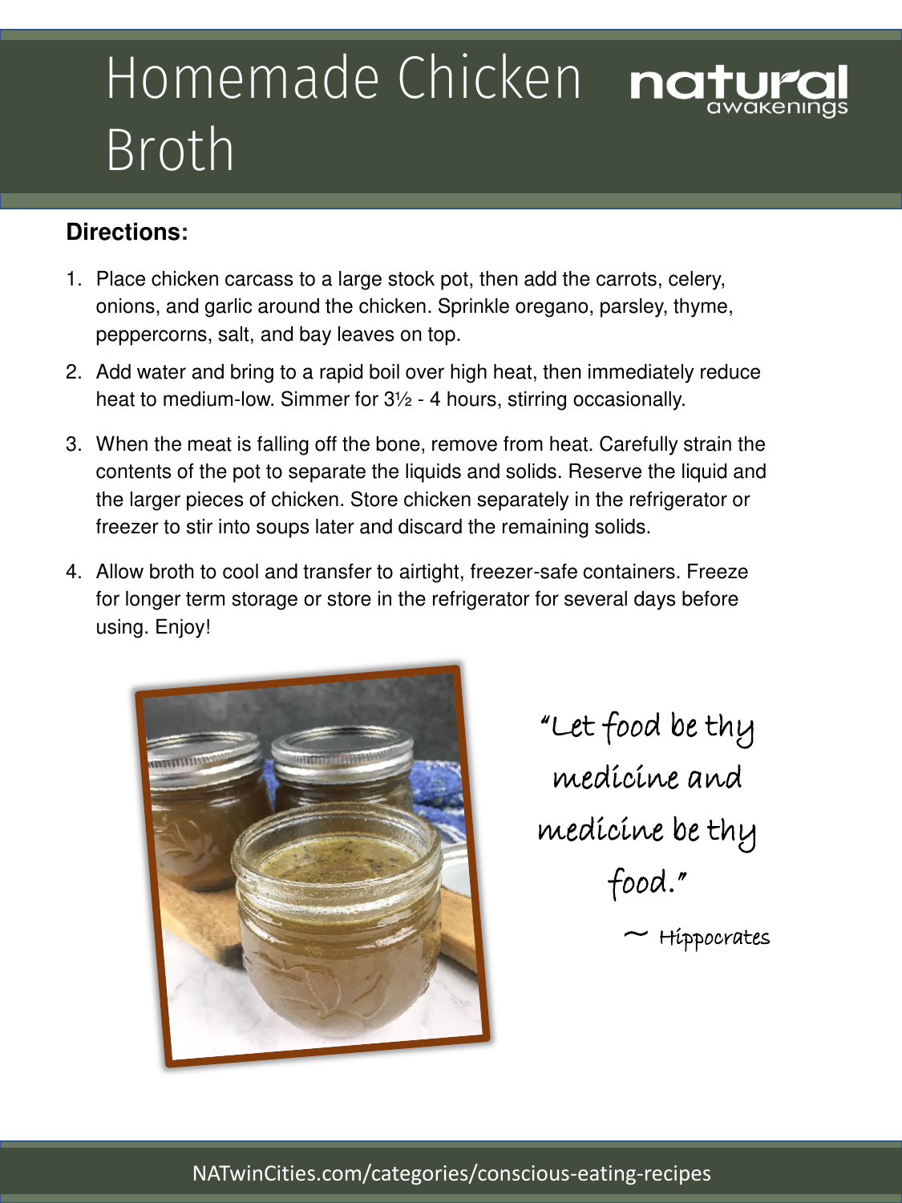# Homemade Chicken Broth

natural awakenings

**Directions:**

1. Place chicken carcass to a large stock pot, then add the carrots, celery, onions, and garlic around the chicken. Sprinkle oregano, parsley, thyme, peppercorns, salt, and bay leaves on top.
2. Add water and bring to a rapid boil over high heat, then immediately reduce heat to medium-low. Simmer for 3½ - 4 hours, stirring occasionally.
3. When the meat is falling off the bone, remove from heat. Carefully strain the contents of the pot to separate the liquids and solids. Reserve the liquid and the larger pieces of chicken. Store chicken separately in the refrigerator or freezer to stir into soups later and discard the remaining solids.
4. Allow broth to cool and transfer to airtight, freezer-safe containers. Freeze for longer term storage or store in the refrigerator for several days before using. Enjoy!

*"Let food be thy medicine and medicine be thy food."*

~ Hippocrates

NATwinCities.com/categories/conscious-eating-recipes